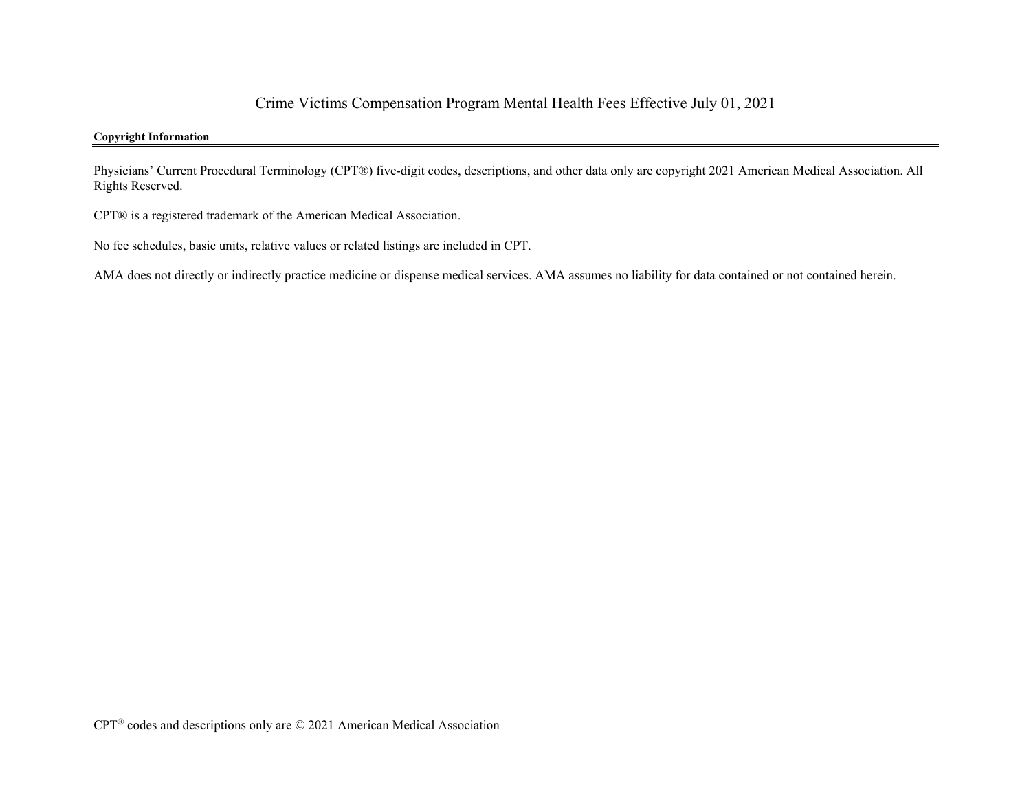# Crime Victims Compensation Program Mental Health Fees Effective July 01, 2021

**Copyright Information**

Physicians' Current Procedural Terminology (CPT®) five-digit codes, descriptions, and other data only are copyright 2021 American Medical Association. All Rights Reserved.

CPT® is a registered trademark of the American Medical Association.

No fee schedules, basic units, relative values or related listings are included in CPT.

AMA does not directly or indirectly practice medicine or dispense medical services. AMA assumes no liability for data contained or not contained herein.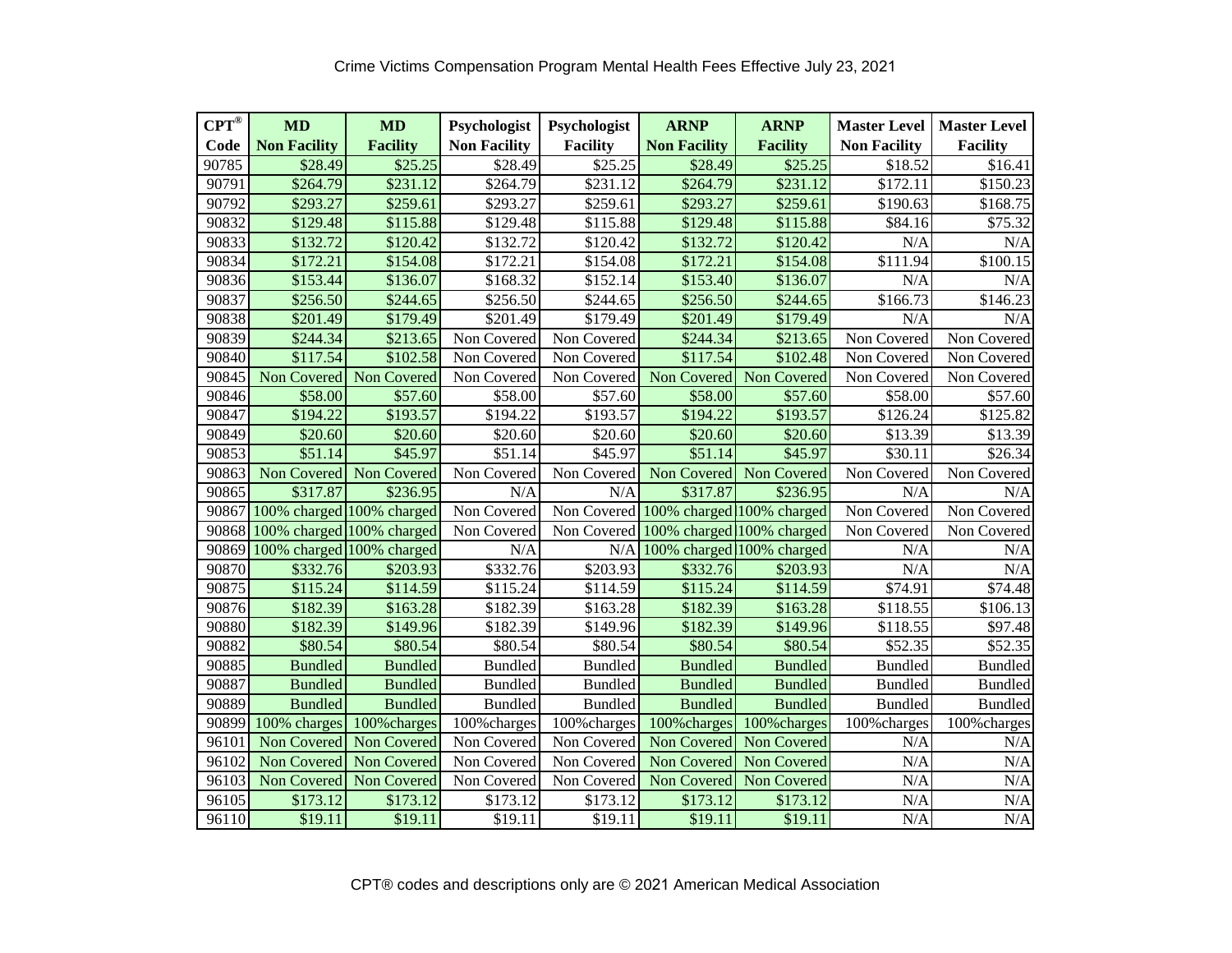Crime Victims Compensation Program Mental Health Fees Effective July 23, 2021

| CPT® Code | MD Non Facility | MD Facility | Psychologist Non Facility | Psychologist Facility | ARNP Non Facility | ARNP Facility | Master Level Non Facility | Master Level Facility |
|---|---|---|---|---|---|---|---|---|
| 90785 | $28.49 | $25.25 | $28.49 | $25.25 | $28.49 | $25.25 | $18.52 | $16.41 |
| 90791 | $264.79 | $231.12 | $264.79 | $231.12 | $264.79 | $231.12 | $172.11 | $150.23 |
| 90792 | $293.27 | $259.61 | $293.27 | $259.61 | $293.27 | $259.61 | $190.63 | $168.75 |
| 90832 | $129.48 | $115.88 | $129.48 | $115.88 | $129.48 | $115.88 | $84.16 | $75.32 |
| 90833 | $132.72 | $120.42 | $132.72 | $120.42 | $132.72 | $120.42 | N/A | N/A |
| 90834 | $172.21 | $154.08 | $172.21 | $154.08 | $172.21 | $154.08 | $111.94 | $100.15 |
| 90836 | $153.44 | $136.07 | $168.32 | $152.14 | $153.40 | $136.07 | N/A | N/A |
| 90837 | $256.50 | $244.65 | $256.50 | $244.65 | $256.50 | $244.65 | $166.73 | $146.23 |
| 90838 | $201.49 | $179.49 | $201.49 | $179.49 | $201.49 | $179.49 | N/A | N/A |
| 90839 | $244.34 | $213.65 | Non Covered | Non Covered | $244.34 | $213.65 | Non Covered | Non Covered |
| 90840 | $117.54 | $102.58 | Non Covered | Non Covered | $117.54 | $102.48 | Non Covered | Non Covered |
| 90845 | Non Covered | Non Covered | Non Covered | Non Covered | Non Covered | Non Covered | Non Covered | Non Covered |
| 90846 | $58.00 | $57.60 | $58.00 | $57.60 | $58.00 | $57.60 | $58.00 | $57.60 |
| 90847 | $194.22 | $193.57 | $194.22 | $193.57 | $194.22 | $193.57 | $126.24 | $125.82 |
| 90849 | $20.60 | $20.60 | $20.60 | $20.60 | $20.60 | $20.60 | $13.39 | $13.39 |
| 90853 | $51.14 | $45.97 | $51.14 | $45.97 | $51.14 | $45.97 | $30.11 | $26.34 |
| 90863 | Non Covered | Non Covered | Non Covered | Non Covered | Non Covered | Non Covered | Non Covered | Non Covered |
| 90865 | $317.87 | $236.95 | N/A | N/A | $317.87 | $236.95 | N/A | N/A |
| 90867 | 100% charged | 100% charged | Non Covered | Non Covered | 100% charged | 100% charged | Non Covered | Non Covered |
| 90868 | 100% charged | 100% charged | Non Covered | Non Covered | 100% charged | 100% charged | Non Covered | Non Covered |
| 90869 | 100% charged | 100% charged | N/A | N/A | 100% charged | 100% charged | N/A | N/A |
| 90870 | $332.76 | $203.93 | $332.76 | $203.93 | $332.76 | $203.93 | N/A | N/A |
| 90875 | $115.24 | $114.59 | $115.24 | $114.59 | $115.24 | $114.59 | $74.91 | $74.48 |
| 90876 | $182.39 | $163.28 | $182.39 | $163.28 | $182.39 | $163.28 | $118.55 | $106.13 |
| 90880 | $182.39 | $149.96 | $182.39 | $149.96 | $182.39 | $149.96 | $118.55 | $97.48 |
| 90882 | $80.54 | $80.54 | $80.54 | $80.54 | $80.54 | $80.54 | $52.35 | $52.35 |
| 90885 | Bundled | Bundled | Bundled | Bundled | Bundled | Bundled | Bundled | Bundled |
| 90887 | Bundled | Bundled | Bundled | Bundled | Bundled | Bundled | Bundled | Bundled |
| 90889 | Bundled | Bundled | Bundled | Bundled | Bundled | Bundled | Bundled | Bundled |
| 90899 | 100% charges | 100%charges | 100%charges | 100%charges | 100%charges | 100%charges | 100%charges | 100%charges |
| 96101 | Non Covered | Non Covered | Non Covered | Non Covered | Non Covered | Non Covered | N/A | N/A |
| 96102 | Non Covered | Non Covered | Non Covered | Non Covered | Non Covered | Non Covered | N/A | N/A |
| 96103 | Non Covered | Non Covered | Non Covered | Non Covered | Non Covered | Non Covered | N/A | N/A |
| 96105 | $173.12 | $173.12 | $173.12 | $173.12 | $173.12 | $173.12 | N/A | N/A |
| 96110 | $19.11 | $19.11 | $19.11 | $19.11 | $19.11 | $19.11 | N/A | N/A |

CPT® codes and descriptions only are © 2021 American Medical Association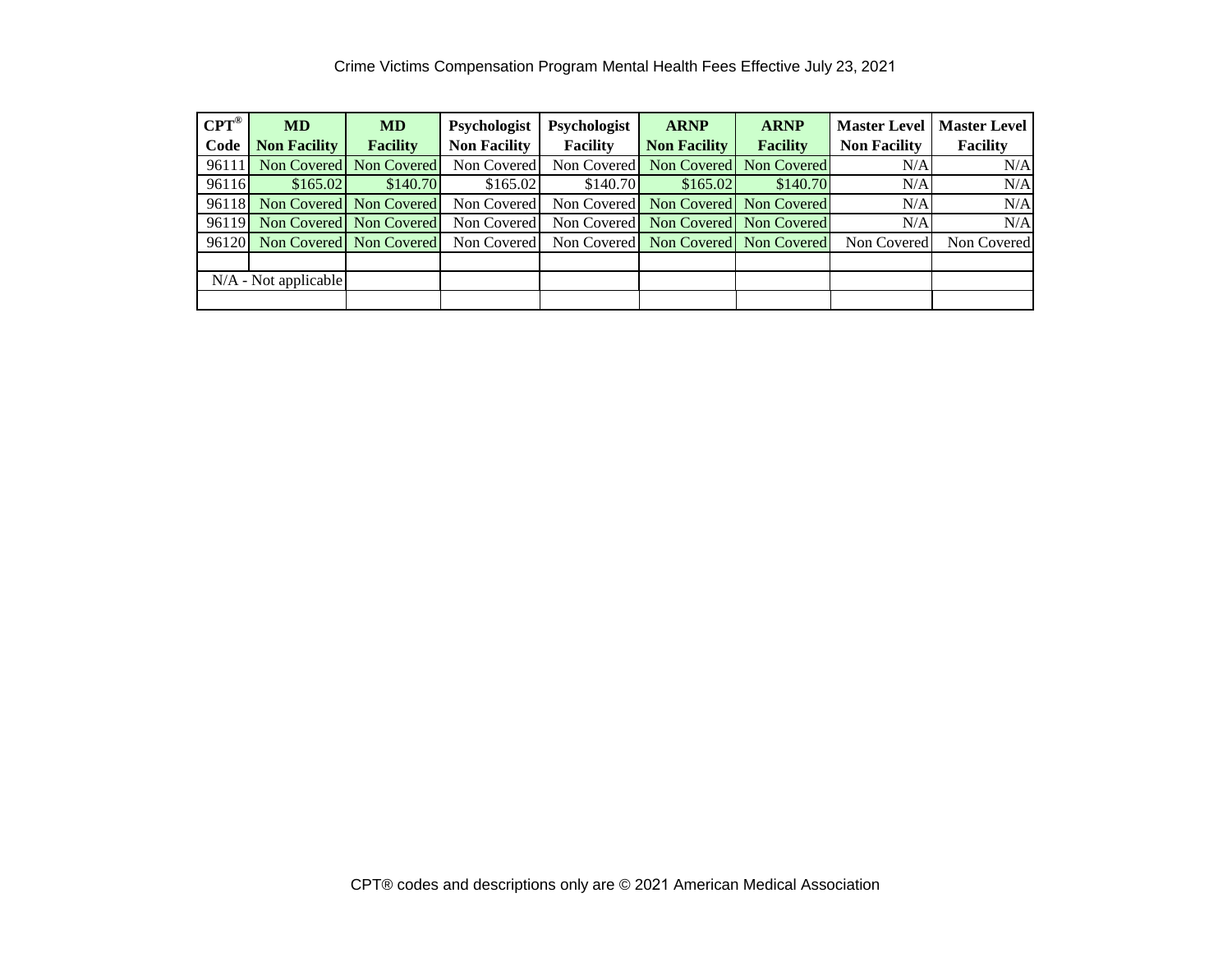Crime Victims Compensation Program Mental Health Fees Effective July 23, 2021

| CPT® Code | MD Non Facility | MD Facility | Psychologist Non Facility | Psychologist Facility | ARNP Non Facility | ARNP Facility | Master Level Non Facility | Master Level Facility |
|---|---|---|---|---|---|---|---|---|
| 96111 | Non Covered | Non Covered | Non Covered | Non Covered | Non Covered | Non Covered | N/A | N/A |
| 96116 | $165.02 | $140.70 | $165.02 | $140.70 | $165.02 | $140.70 | N/A | N/A |
| 96118 | Non Covered | Non Covered | Non Covered | Non Covered | Non Covered | Non Covered | N/A | N/A |
| 96119 | Non Covered | Non Covered | Non Covered | Non Covered | Non Covered | Non Covered | N/A | N/A |
| 96120 | Non Covered | Non Covered | Non Covered | Non Covered | Non Covered | Non Covered | Non Covered | Non Covered |

N/A - Not applicable

CPT® codes and descriptions only are © 2021 American Medical Association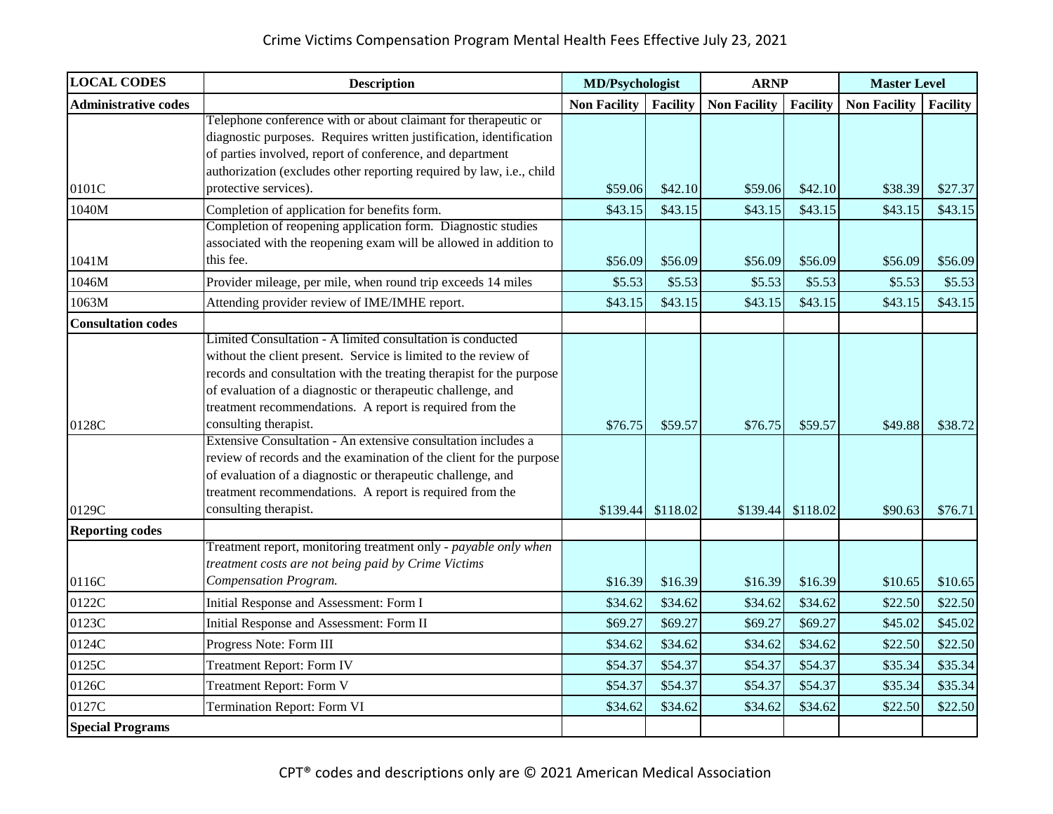# Crime Victims Compensation Program Mental Health Fees Effective July 23, 2021

| LOCAL CODES | Description | MD/Psychologist | | ARNP | | Master Level | |
|---|---|---|---|---|---|---|---|
| **Administrative codes** | | **Non Facility** | **Facility** | **Non Facility** | **Facility** | **Non Facility** | **Facility** |
| 0101C | Telephone conference with or about claimant for therapeutic or diagnostic purposes. Requires written justification, identification of parties involved, report of conference, and department authorization (excludes other reporting required by law, i.e., child protective services). | $59.06 | $42.10 | $59.06 | $42.10 | $38.39 | $27.37 |
| 1040M | Completion of application for benefits form. | $43.15 | $43.15 | $43.15 | $43.15 | $43.15 | $43.15 |
| 1041M | Completion of reopening application form. Diagnostic studies associated with the reopening exam will be allowed in addition to this fee. | $56.09 | $56.09 | $56.09 | $56.09 | $56.09 | $56.09 |
| 1046M | Provider mileage, per mile, when round trip exceeds 14 miles | $5.53 | $5.53 | $5.53 | $5.53 | $5.53 | $5.53 |
| 1063M | Attending provider review of IME/IMHE report. | $43.15 | $43.15 | $43.15 | $43.15 | $43.15 | $43.15 |
| **Consultation codes** | | | | | | | |
| 0128C | Limited Consultation - A limited consultation is conducted without the client present. Service is limited to the review of records and consultation with the treating therapist for the purpose of evaluation of a diagnostic or therapeutic challenge, and treatment recommendations. A report is required from the consulting therapist. | $76.75 | $59.57 | $76.75 | $59.57 | $49.88 | $38.72 |
| 0129C | Extensive Consultation - An extensive consultation includes a review of records and the examination of the client for the purpose of evaluation of a diagnostic or therapeutic challenge, and treatment recommendations. A report is required from the consulting therapist. | $139.44 | $118.02 | $139.44 | $118.02 | $90.63 | $76.71 |
| **Reporting codes** | | | | | | | |
| 0116C | Treatment report, monitoring treatment only - *payable only when treatment costs are not being paid by Crime Victims Compensation Program.* | $16.39 | $16.39 | $16.39 | $16.39 | $10.65 | $10.65 |
| 0122C | Initial Response and Assessment: Form I | $34.62 | $34.62 | $34.62 | $34.62 | $22.50 | $22.50 |
| 0123C | Initial Response and Assessment: Form II | $69.27 | $69.27 | $69.27 | $69.27 | $45.02 | $45.02 |
| 0124C | Progress Note: Form III | $34.62 | $34.62 | $34.62 | $34.62 | $22.50 | $22.50 |
| 0125C | Treatment Report: Form IV | $54.37 | $54.37 | $54.37 | $54.37 | $35.34 | $35.34 |
| 0126C | Treatment Report: Form V | $54.37 | $54.37 | $54.37 | $54.37 | $35.34 | $35.34 |
| 0127C | Termination Report: Form VI | $34.62 | $34.62 | $34.62 | $34.62 | $22.50 | $22.50 |
| **Special Programs** | | | | | | | |

CPT® codes and descriptions only are © 2021 American Medical Association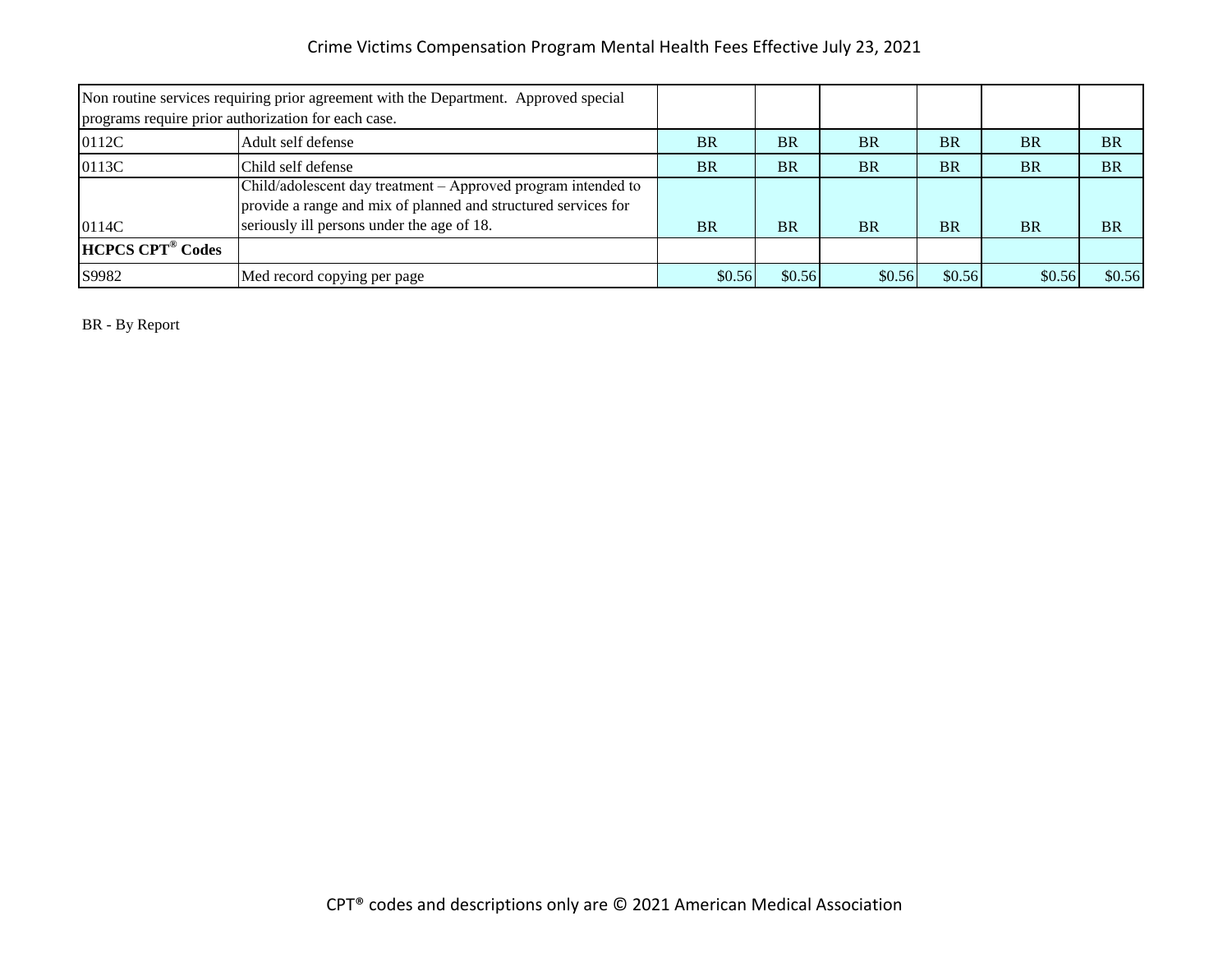# Crime Victims Compensation Program Mental Health Fees Effective July 23, 2021

| | | | | | | | |
|---|---|---|---|---|---|---|---|
| Non routine services requiring prior agreement with the Department. Approved special programs require prior authorization for each case. | | | | | | | |
| 0112C | Adult self defense | BR | BR | BR | BR | BR | BR |
| 0113C | Child self defense | BR | BR | BR | BR | BR | BR |
| 0114C | Child/adolescent day treatment – Approved program intended to provide a range and mix of planned and structured services for seriously ill persons under the age of 18. | BR | BR | BR | BR | BR | BR |
| **HCPCS CPT® Codes** | | | | | | | |
| S9982 | Med record copying per page | $0.56 | $0.56 | $0.56 | $0.56 | $0.56 | $0.56 |

BR - By Report

CPT® codes and descriptions only are © 2021 American Medical Association